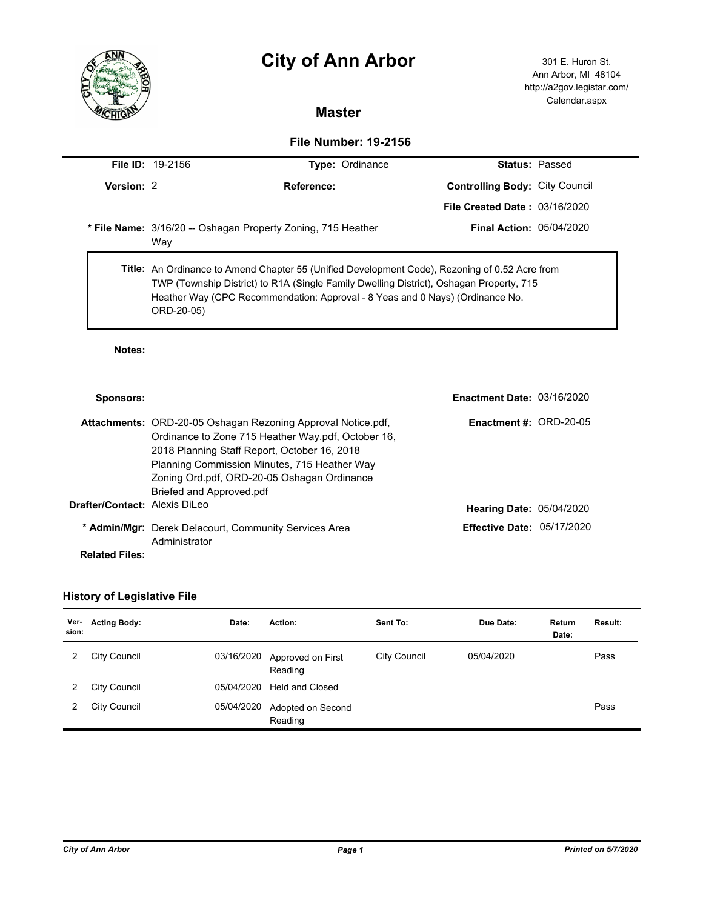# City of Ann Arbor

301 E. Huron St.
Ann Arbor, MI 48104
http://a2gov.legistar.com/
Calendar.aspx

## Master

### File Number: 19-2156

**File ID:** 19-2156 **Type:** Ordinance **Status:** Passed

**Version:** 2 **Reference:** **Controlling Body:** City Council

**File Created Date :** 03/16/2020

*** File Name:** 3/16/20 -- Oshagan Property Zoning, 715 Heather Way **Final Action:** 05/04/2020

**Title:** An Ordinance to Amend Chapter 55 (Unified Development Code), Rezoning of 0.52 Acre from TWP (Township District) to R1A (Single Family Dwelling District), Oshagan Property, 715 Heather Way (CPC Recommendation: Approval - 8 Yeas and 0 Nays) (Ordinance No. ORD-20-05)

**Notes:**

**Sponsors:** **Enactment Date:** 03/16/2020

**Attachments:** ORD-20-05 Oshagan Rezoning Approval Notice.pdf, Ordinance to Zone 715 Heather Way.pdf, October 16, 2018 Planning Staff Report, October 16, 2018 Planning Commission Minutes, 715 Heather Way Zoning Ord.pdf, ORD-20-05 Oshagan Ordinance Briefed and Approved.pdf

**Enactment #:** ORD-20-05

**Drafter/Contact:** Alexis DiLeo **Hearing Date:** 05/04/2020

*** Admin/Mgr:** Derek Delacourt, Community Services Area Administrator **Effective Date:** 05/17/2020

**Related Files:**

### History of Legislative File

| Ver-sion: | Acting Body: | Date: | Action: | Sent To: | Due Date: | Return Date: | Result: |
|---|---|---|---|---|---|---|---|
| 2 | City Council | 03/16/2020 | Approved on First Reading | City Council | 05/04/2020 | | Pass |
| 2 | City Council | 05/04/2020 | Held and Closed | | | | |
| 2 | City Council | 05/04/2020 | Adopted on Second Reading | | | | Pass |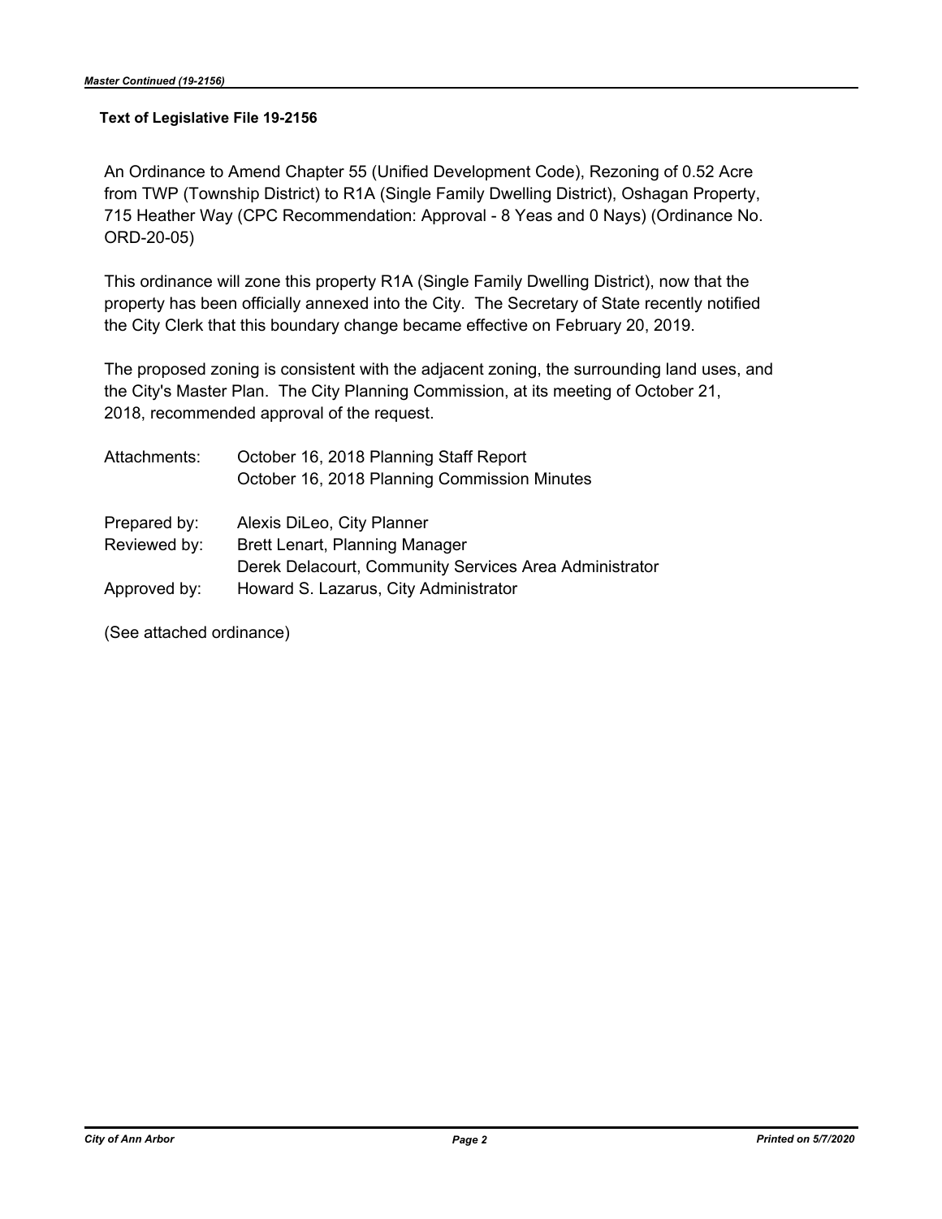**Text of Legislative File 19-2156**

An Ordinance to Amend Chapter 55 (Unified Development Code), Rezoning of 0.52 Acre from TWP (Township District) to R1A (Single Family Dwelling District), Oshagan Property, 715 Heather Way (CPC Recommendation: Approval - 8 Yeas and 0 Nays) (Ordinance No. ORD-20-05)

This ordinance will zone this property R1A (Single Family Dwelling District), now that the property has been officially annexed into the City. The Secretary of State recently notified the City Clerk that this boundary change became effective on February 20, 2019.

The proposed zoning is consistent with the adjacent zoning, the surrounding land uses, and the City's Master Plan. The City Planning Commission, at its meeting of October 21, 2018, recommended approval of the request.

| | |
|---|---|
| Attachments: | October 16, 2018 Planning Staff Report<br>October 16, 2018 Planning Commission Minutes |
| Prepared by: | Alexis DiLeo, City Planner |
| Reviewed by: | Brett Lenart, Planning Manager<br>Derek Delacourt, Community Services Area Administrator |
| Approved by: | Howard S. Lazarus, City Administrator |

(See attached ordinance)